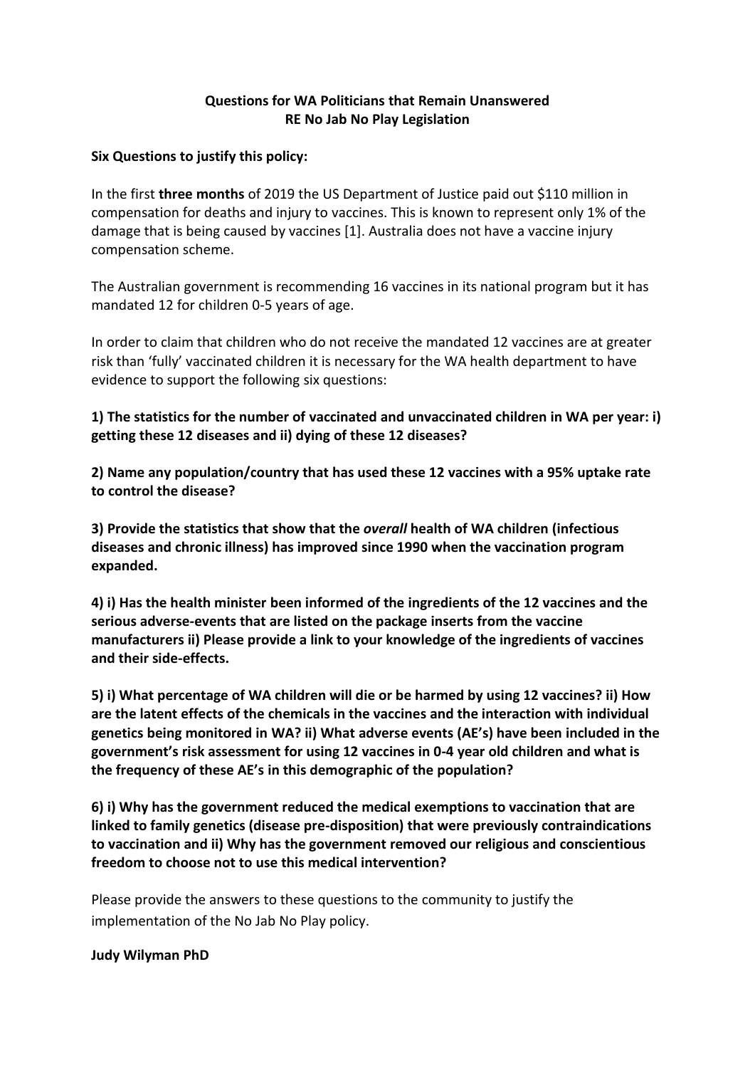**Questions for WA Politicians that Remain Unanswered**
**RE No Jab No Play Legislation**

**Six Questions to justify this policy:**

In the first **three months** of 2019 the US Department of Justice paid out $110 million in compensation for deaths and injury to vaccines. This is known to represent only 1% of the damage that is being caused by vaccines [1]. Australia does not have a vaccine injury compensation scheme.

The Australian government is recommending 16 vaccines in its national program but it has mandated 12 for children 0-5 years of age.

In order to claim that children who do not receive the mandated 12 vaccines are at greater risk than 'fully' vaccinated children it is necessary for the WA health department to have evidence to support the following six questions:

**1) The statistics for the number of vaccinated and unvaccinated children in WA per year: i) getting these 12 diseases and ii) dying of these 12 diseases?**

**2) Name any population/country that has used these 12 vaccines with a 95% uptake rate to control the disease?**

**3) Provide the statistics that show that the *overall* health of WA children (infectious diseases and chronic illness) has improved since 1990 when the vaccination program expanded.**

**4) i) Has the health minister been informed of the ingredients of the 12 vaccines and the serious adverse-events that are listed on the package inserts from the vaccine manufacturers ii) Please provide a link to your knowledge of the ingredients of vaccines and their side-effects.**

**5) i) What percentage of WA children will die or be harmed by using 12 vaccines? ii) How are the latent effects of the chemicals in the vaccines and the interaction with individual genetics being monitored in WA? ii) What adverse events (AE's) have been included in the government's risk assessment for using 12 vaccines in 0-4 year old children and what is the frequency of these AE's in this demographic of the population?**

**6) i) Why has the government reduced the medical exemptions to vaccination that are linked to family genetics (disease pre-disposition) that were previously contraindications to vaccination and ii) Why has the government removed our religious and conscientious freedom to choose not to use this medical intervention?**

Please provide the answers to these questions to the community to justify the implementation of the No Jab No Play policy.

**Judy Wilyman PhD**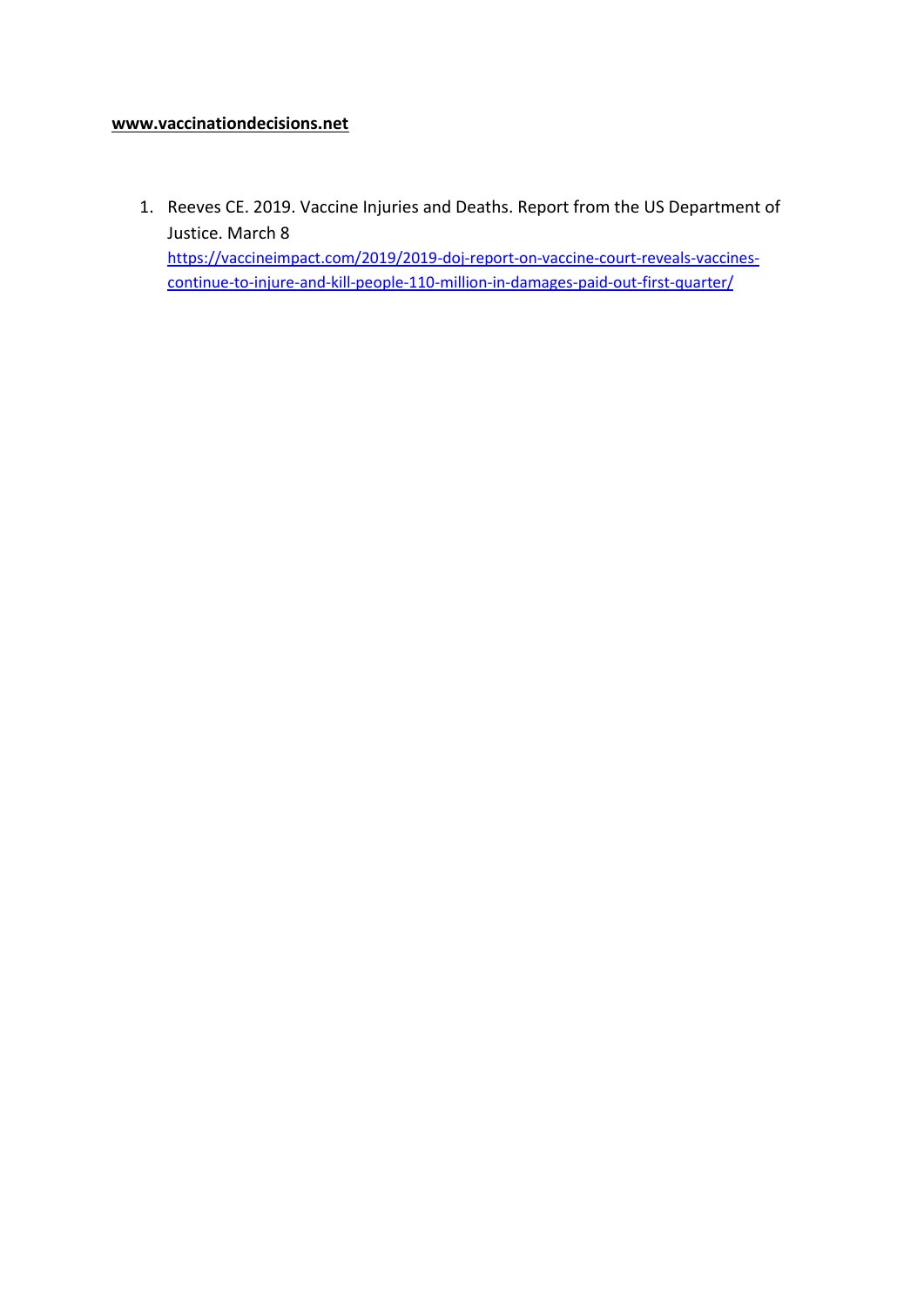**www.vaccinationdecisions.net**

1. Reeves CE. 2019. Vaccine Injuries and Deaths. Report from the US Department of Justice. March 8 https://vaccineimpact.com/2019/2019-doj-report-on-vaccine-court-reveals-vaccines-continue-to-injure-and-kill-people-110-million-in-damages-paid-out-first-quarter/